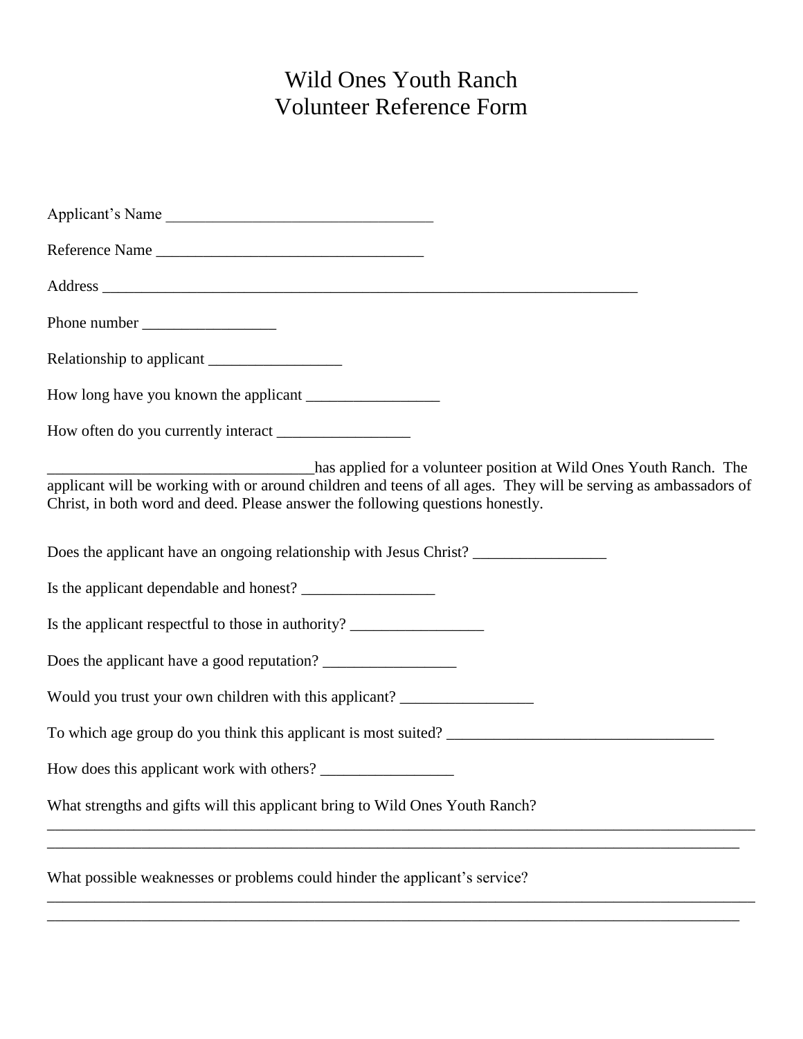# Wild Ones Youth Ranch
# Volunteer Reference Form

Applicant's Name ___________________________________

Reference Name ___________________________________

Address ______________________________________________________________________

Phone number _________________

Relationship to applicant _________________

How long have you known the applicant _________________

How often do you currently interact _________________

___________________________________has applied for a volunteer position at Wild Ones Youth Ranch. The applicant will be working with or around children and teens of all ages. They will be serving as ambassadors of Christ, in both word and deed. Please answer the following questions honestly.

Does the applicant have an ongoing relationship with Jesus Christ? _________________

Is the applicant dependable and honest? _________________

Is the applicant respectful to those in authority? _________________

Does the applicant have a good reputation? _________________

Would you trust your own children with this applicant? _________________

To which age group do you think this applicant is most suited? ___________________________________

How does this applicant work with others? _________________

What strengths and gifts will this applicant bring to Wild Ones Youth Ranch?
_____________________________________________________________________________________________
_____________________________________________________________________________________________

What possible weaknesses or problems could hinder the applicant's service?
_____________________________________________________________________________________________
_____________________________________________________________________________________________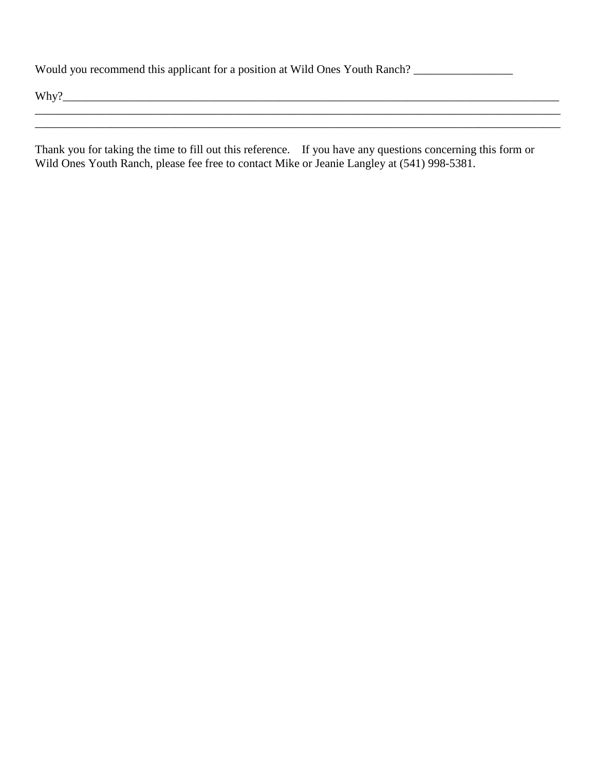Would you recommend this applicant for a position at Wild Ones Youth Ranch? _________________

Why?_______________________________________________________________________________________

___________________________________________________________________________________________

___________________________________________________________________________________________

Thank you for taking the time to fill out this reference. If you have any questions concerning this form or Wild Ones Youth Ranch, please fee free to contact Mike or Jeanie Langley at (541) 998-5381.